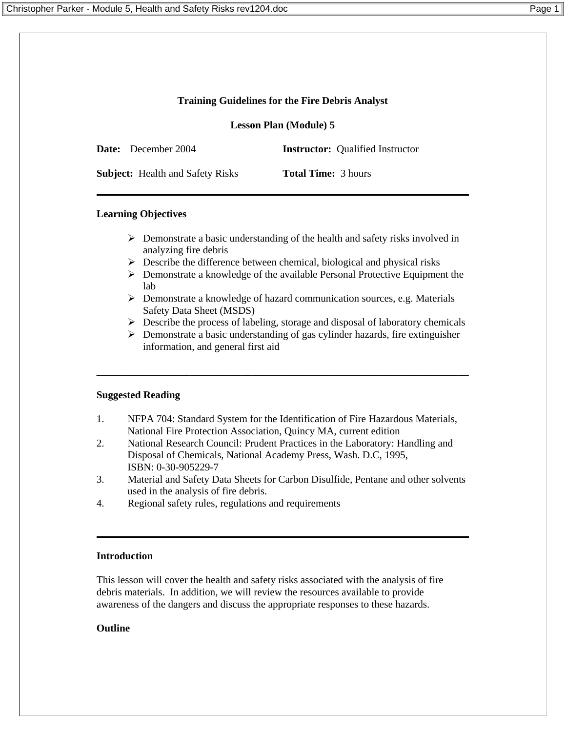**Training Guidelines for the Fire Debris Analyst**

**Lesson Plan (Module) 5**

**Date:** December 2004 **Instructor:** Qualified Instructor

**Subject:** Health and Safety Risks **Total Time:** 3 hours

---

**Learning Objectives**

- Demonstrate a basic understanding of the health and safety risks involved in analyzing fire debris
- Describe the difference between chemical, biological and physical risks
- Demonstrate a knowledge of the available Personal Protective Equipment the lab
- Demonstrate a knowledge of hazard communication sources, e.g. Materials Safety Data Sheet (MSDS)
- Describe the process of labeling, storage and disposal of laboratory chemicals
- Demonstrate a basic understanding of gas cylinder hazards, fire extinguisher information, and general first aid

---

**Suggested Reading**

1. NFPA 704: Standard System for the Identification of Fire Hazardous Materials, National Fire Protection Association, Quincy MA, current edition
2. National Research Council: Prudent Practices in the Laboratory: Handling and Disposal of Chemicals, National Academy Press, Wash. D.C, 1995, ISBN: 0-30-905229-7
3. Material and Safety Data Sheets for Carbon Disulfide, Pentane and other solvents used in the analysis of fire debris.
4. Regional safety rules, regulations and requirements

---

**Introduction**

This lesson will cover the health and safety risks associated with the analysis of fire debris materials. In addition, we will review the resources available to provide awareness of the dangers and discuss the appropriate responses to these hazards.

**Outline**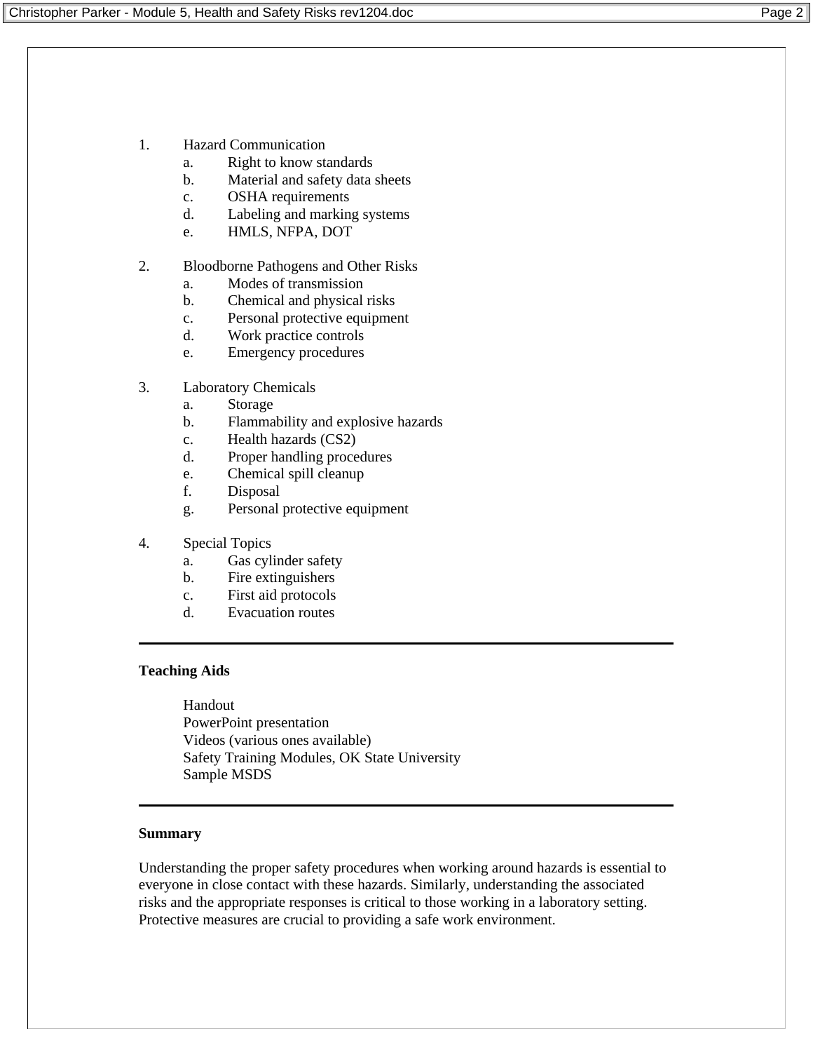1. Hazard Communication
    a. Right to know standards
    b. Material and safety data sheets
    c. OSHA requirements
    d. Labeling and marking systems
    e. HMLS, NFPA, DOT

2. Bloodborne Pathogens and Other Risks
    a. Modes of transmission
    b. Chemical and physical risks
    c. Personal protective equipment
    d. Work practice controls
    e. Emergency procedures

3. Laboratory Chemicals
    a. Storage
    b. Flammability and explosive hazards
    c. Health hazards ($CS_2$)
    d. Proper handling procedures
    e. Chemical spill cleanup
    f. Disposal
    g. Personal protective equipment

4. Special Topics
    a. Gas cylinder safety
    b. Fire extinguishers
    c. First aid protocols
    d. Evacuation routes

---

**Teaching Aids**

Handout
PowerPoint presentation
Videos (various ones available)
Safety Training Modules, OK State University
Sample MSDS

---

**Summary**

Understanding the proper safety procedures when working around hazards is essential to everyone in close contact with these hazards. Similarly, understanding the associated risks and the appropriate responses is critical to those working in a laboratory setting. Protective measures are crucial to providing a safe work environment.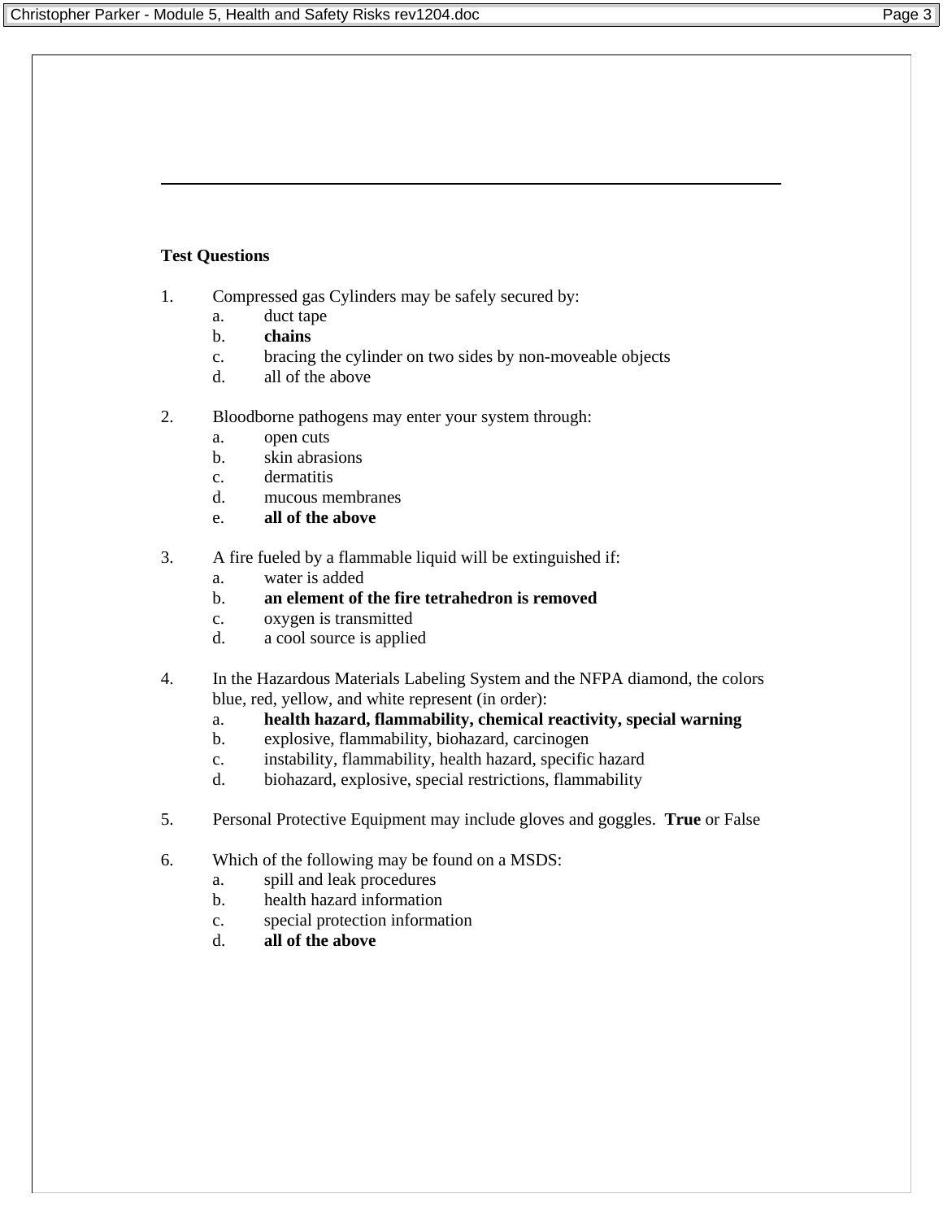**Test Questions**

1. Compressed gas Cylinders may be safely secured by:
   a. duct tape
   b. **chains**
   c. bracing the cylinder on two sides by non-moveable objects
   d. all of the above

2. Bloodborne pathogens may enter your system through:
   a. open cuts
   b. skin abrasions
   c. dermatitis
   d. mucous membranes
   e. **all of the above**

3. A fire fueled by a flammable liquid will be extinguished if:
   a. water is added
   b. **an element of the fire tetrahedron is removed**
   c. oxygen is transmitted
   d. a cool source is applied

4. In the Hazardous Materials Labeling System and the NFPA diamond, the colors blue, red, yellow, and white represent (in order):
   a. **health hazard, flammability, chemical reactivity, special warning**
   b. explosive, flammability, biohazard, carcinogen
   c. instability, flammability, health hazard, specific hazard
   d. biohazard, explosive, special restrictions, flammability

5. Personal Protective Equipment may include gloves and goggles. **True** or False

6. Which of the following may be found on a MSDS:
   a. spill and leak procedures
   b. health hazard information
   c. special protection information
   d. **all of the above**